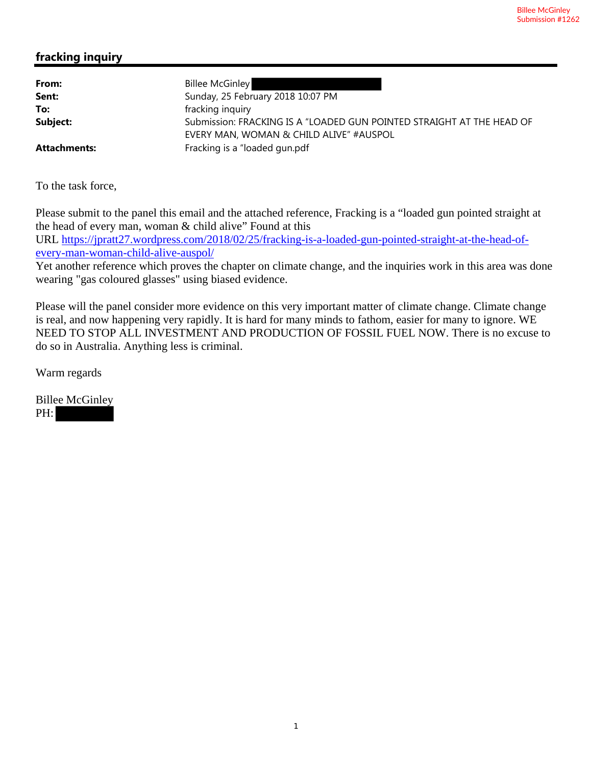Billee McGinley
Submission #1262

## fracking inquiry

| | |
|---|---|
| **From:** | Billee McGinley |
| **Sent:** | Sunday, 25 February 2018 10:07 PM |
| **To:** | fracking inquiry |
| **Subject:** | Submission: FRACKING IS A "LOADED GUN POINTED STRAIGHT AT THE HEAD OF EVERY MAN, WOMAN & CHILD ALIVE" #AUSPOL |
| **Attachments:** | Fracking is a "loaded gun.pdf |

To the task force,

Please submit to the panel this email and the attached reference, Fracking is a "loaded gun pointed straight at the head of every man, woman & child alive" Found at this URL https://jpratt27.wordpress.com/2018/02/25/fracking-is-a-loaded-gun-pointed-straight-at-the-head-of-every-man-woman-child-alive-auspol/
Yet another reference which proves the chapter on climate change, and the inquiries work in this area was done wearing "gas coloured glasses" using biased evidence.

Please will the panel consider more evidence on this very important matter of climate change. Climate change is real, and now happening very rapidly. It is hard for many minds to fathom, easier for many to ignore. WE NEED TO STOP ALL INVESTMENT AND PRODUCTION OF FOSSIL FUEL NOW. There is no excuse to do so in Australia. Anything less is criminal.

Warm regards

Billee McGinley
PH: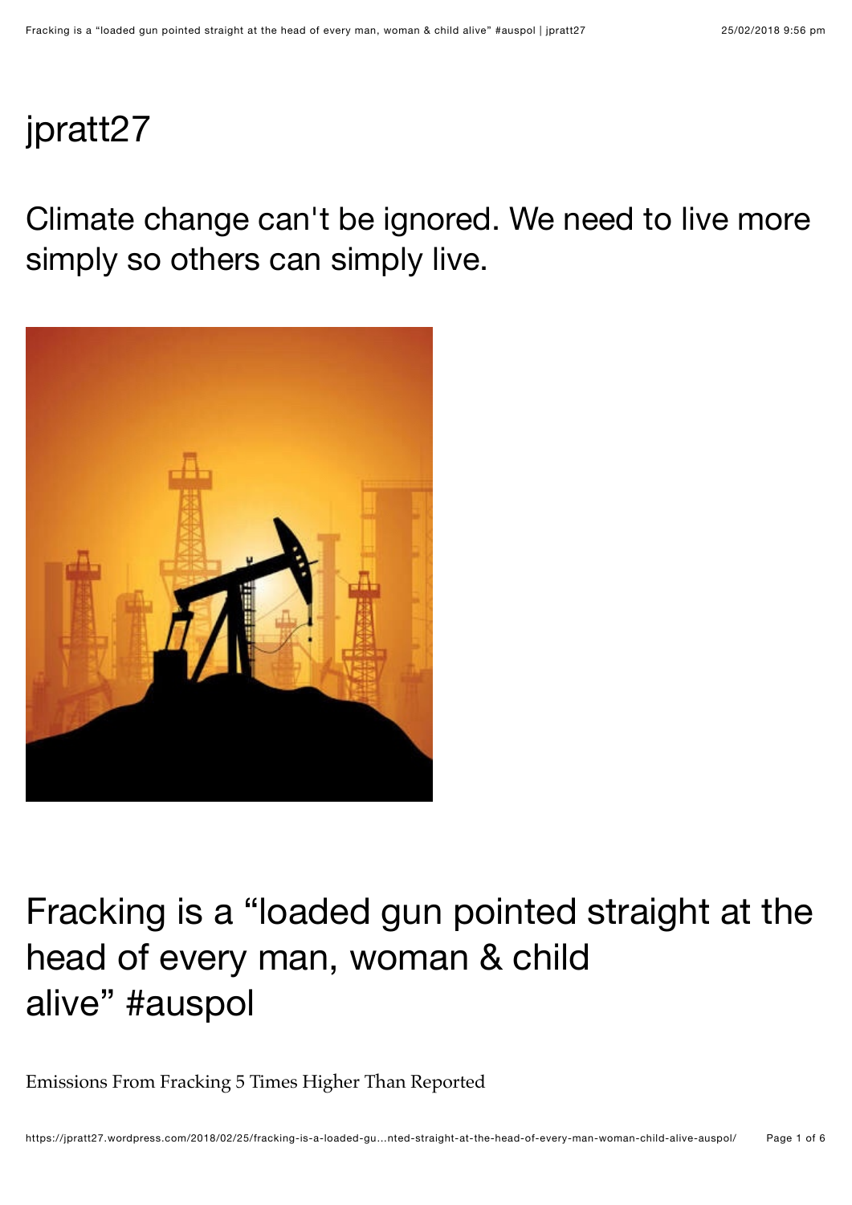# jpratt27

Climate change can't be ignored. We need to live more simply so others can simply live.

## Fracking is a "loaded gun pointed straight at the head of every man, woman & child alive" #auspol

Emissions From Fracking 5 Times Higher Than Reported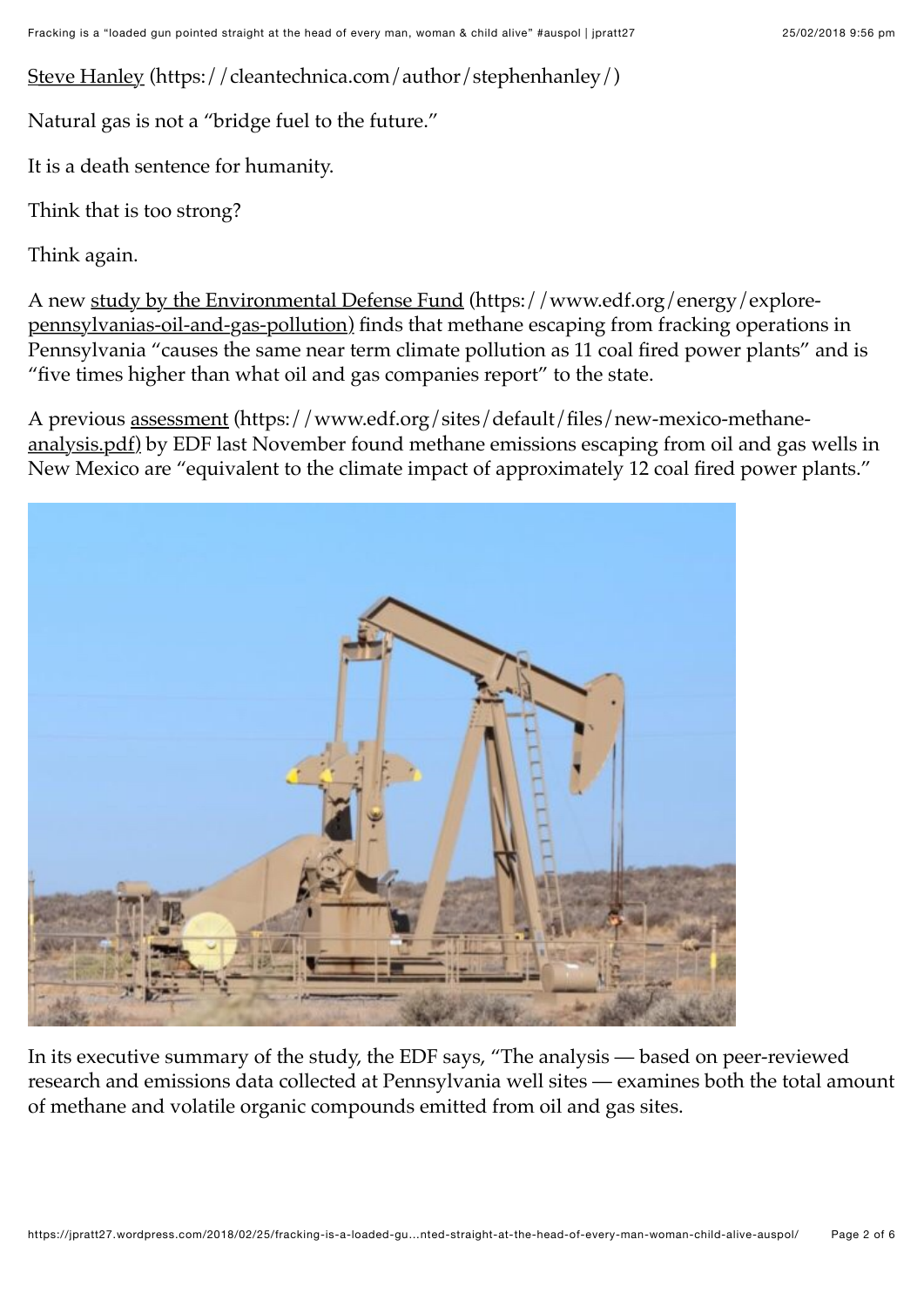[Steve Hanley](https://cleantechnica.com/author/stephenhanley/) (https://cleantechnica.com/author/stephenhanley/)

Natural gas is not a "bridge fuel to the future."

It is a death sentence for humanity.

Think that is too strong?

Think again.

A new [study by the Environmental Defense Fund](https://www.edf.org/energy/explore-pennsylvanias-oil-and-gas-pollution) (https://www.edf.org/energy/explore-pennsylvanias-oil-and-gas-pollution) finds that methane escaping from fracking operations in Pennsylvania "causes the same near term climate pollution as 11 coal fired power plants" and is "five times higher than what oil and gas companies report" to the state.

A previous [assessment](https://www.edf.org/sites/default/files/new-mexico-methane-analysis.pdf) (https://www.edf.org/sites/default/files/new-mexico-methane-analysis.pdf) by EDF last November found methane emissions escaping from oil and gas wells in New Mexico are "equivalent to the climate impact of approximately 12 coal fired power plants."

In its executive summary of the study, the EDF says, "The analysis — based on peer-reviewed research and emissions data collected at Pennsylvania well sites — examines both the total amount of methane and volatile organic compounds emitted from oil and gas sites.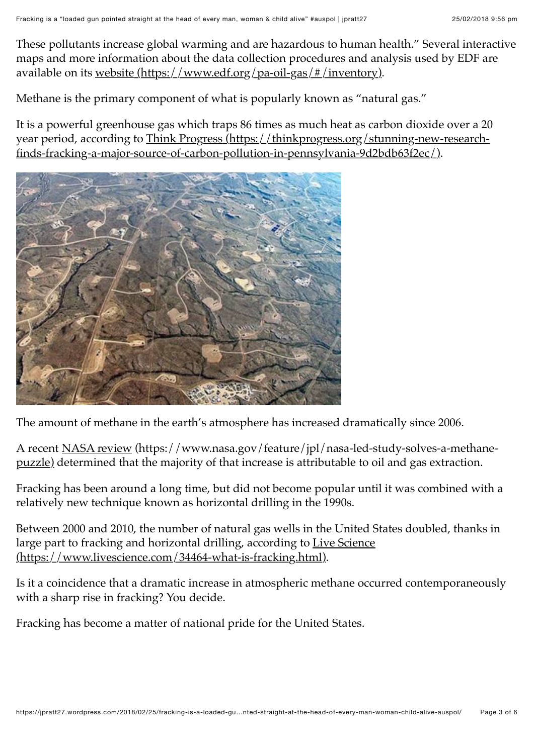These pollutants increase global warming and are hazardous to human health." Several interactive maps and more information about the data collection procedures and analysis used by EDF are available on its website (https://www.edf.org/pa-oil-gas/#/inventory).

Methane is the primary component of what is popularly known as "natural gas."

It is a powerful greenhouse gas which traps 86 times as much heat as carbon dioxide over a 20 year period, according to Think Progress (https://thinkprogress.org/stunning-new-research-finds-fracking-a-major-source-of-carbon-pollution-in-pennsylvania-9d2bdb63f2ec/).

The amount of methane in the earth's atmosphere has increased dramatically since 2006.

A recent NASA review (https://www.nasa.gov/feature/jpl/nasa-led-study-solves-a-methane-puzzle) determined that the majority of that increase is attributable to oil and gas extraction.

Fracking has been around a long time, but did not become popular until it was combined with a relatively new technique known as horizontal drilling in the 1990s.

Between 2000 and 2010, the number of natural gas wells in the United States doubled, thanks in large part to fracking and horizontal drilling, according to Live Science (https://www.livescience.com/34464-what-is-fracking.html).

Is it a coincidence that a dramatic increase in atmospheric methane occurred contemporaneously with a sharp rise in fracking? You decide.

Fracking has become a matter of national pride for the United States.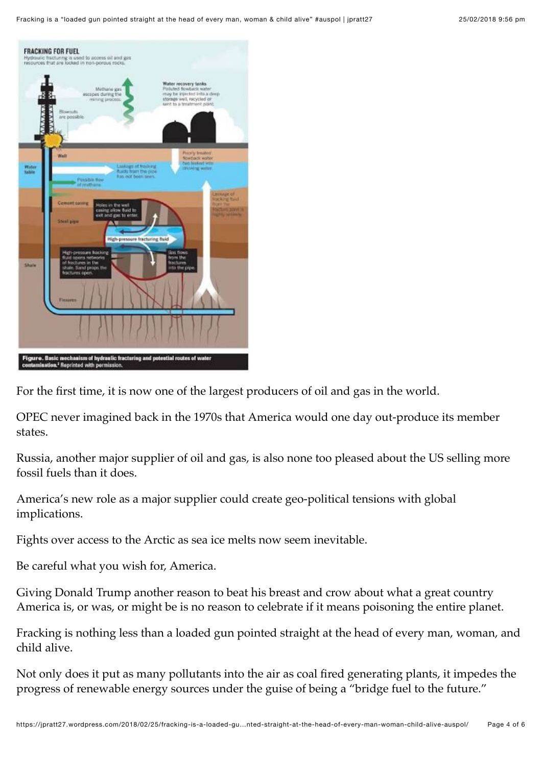Figure. Basic mechanism of hydraulic fracturing and potential routes of water contamination.[2] Reprinted with permission.

For the first time, it is now one of the largest producers of oil and gas in the world.

OPEC never imagined back in the 1970s that America would one day out-produce its member states.

Russia, another major supplier of oil and gas, is also none too pleased about the US selling more fossil fuels than it does.

America's new role as a major supplier could create geo-political tensions with global implications.

Fights over access to the Arctic as sea ice melts now seem inevitable.

Be careful what you wish for, America.

Giving Donald Trump another reason to beat his breast and crow about what a great country America is, or was, or might be is no reason to celebrate if it means poisoning the entire planet.

Fracking is nothing less than a loaded gun pointed straight at the head of every man, woman, and child alive.

Not only does it put as many pollutants into the air as coal fired generating plants, it impedes the progress of renewable energy sources under the guise of being a "bridge fuel to the future."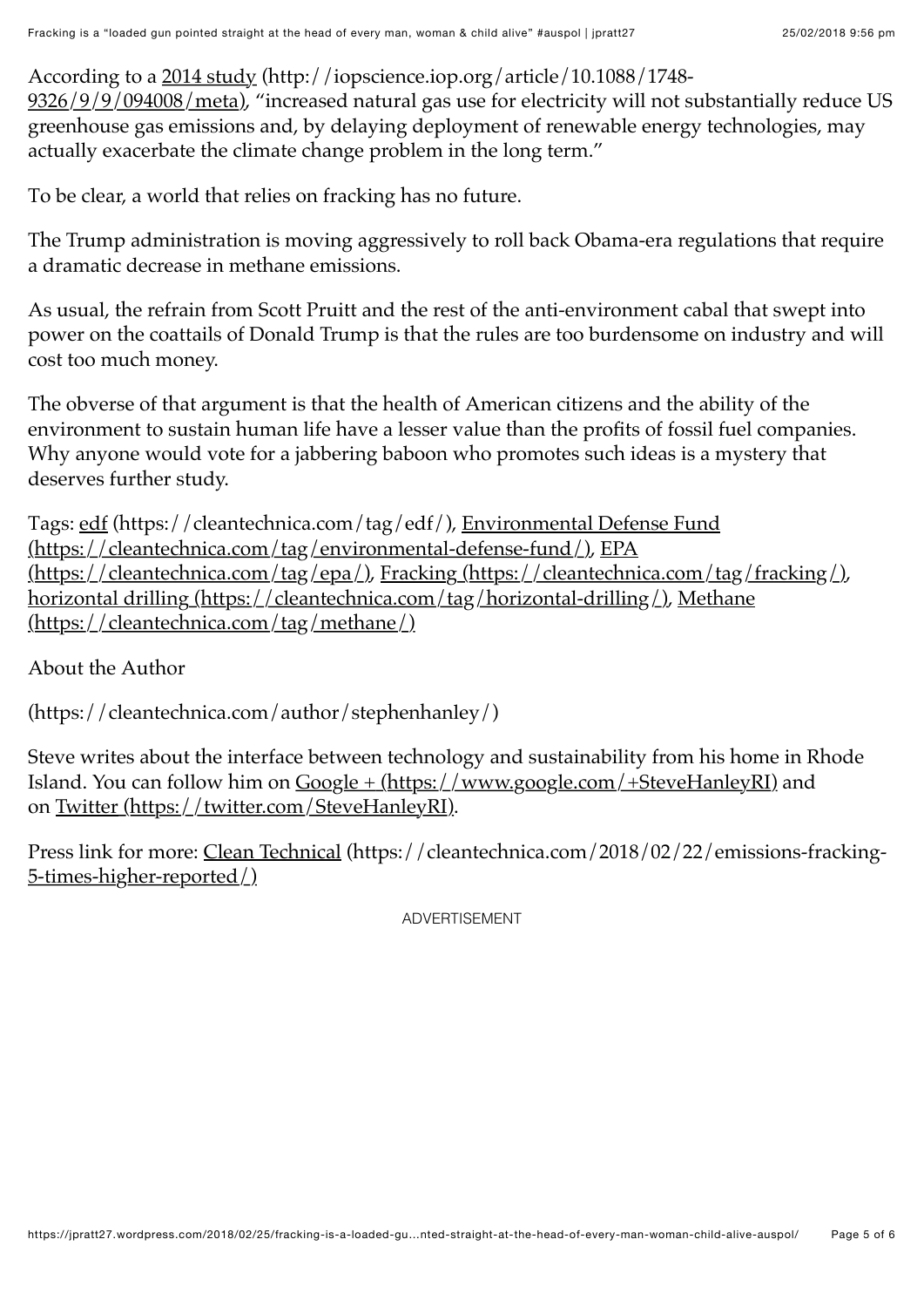According to a [2014 study](http://iopscience.iop.org/article/10.1088/1748-9326/9/9/094008/meta) (http://iopscience.iop.org/article/10.1088/1748-9326/9/9/094008/meta), "increased natural gas use for electricity will not substantially reduce US greenhouse gas emissions and, by delaying deployment of renewable energy technologies, may actually exacerbate the climate change problem in the long term."

To be clear, a world that relies on fracking has no future.

The Trump administration is moving aggressively to roll back Obama-era regulations that require a dramatic decrease in methane emissions.

As usual, the refrain from Scott Pruitt and the rest of the anti-environment cabal that swept into power on the coattails of Donald Trump is that the rules are too burdensome on industry and will cost too much money.

The obverse of that argument is that the health of American citizens and the ability of the environment to sustain human life have a lesser value than the profits of fossil fuel companies. Why anyone would vote for a jabbering baboon who promotes such ideas is a mystery that deserves further study.

Tags: edf (https://cleantechnica.com/tag/edf/), Environmental Defense Fund (https://cleantechnica.com/tag/environmental-defense-fund/), EPA (https://cleantechnica.com/tag/epa/), Fracking (https://cleantechnica.com/tag/fracking/), horizontal drilling (https://cleantechnica.com/tag/horizontal-drilling/), Methane (https://cleantechnica.com/tag/methane/)

About the Author

(https://cleantechnica.com/author/stephenhanley/)

Steve writes about the interface between technology and sustainability from his home in Rhode Island. You can follow him on Google + (https://www.google.com/+SteveHanleyRI) and on Twitter (https://twitter.com/SteveHanleyRI).

Press link for more: Clean Technical (https://cleantechnica.com/2018/02/22/emissions-fracking-5-times-higher-reported/)

ADVERTISEMENT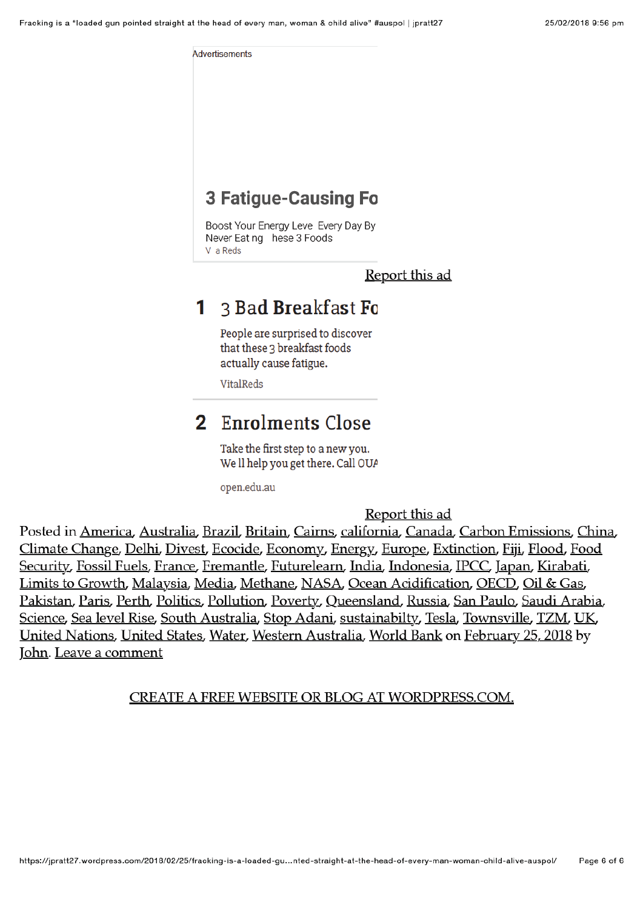Advertisements

### 3 Fatigue-Causing Fo

Boost Your Energy Leve Every Day By Never Eat ng hese 3 Foods
V a Reds

Report this ad

**1** 3 Bad Breakfast Fo

People are surprised to discover that these 3 breakfast foods actually cause fatigue.

VitalReds

**2** Enrolments Close

Take the first step to a new you. We ll help you get there. Call OUA

open.edu.au

Report this ad

Posted in America, Australia, Brazil, Britain, Cairns, california, Canada, Carbon Emissions, China, Climate Change, Delhi, Divest, Ecocide, Economy, Energy, Europe, Extinction, Fiji, Flood, Food Security, Fossil Fuels, France, Fremantle, Futurelearn, India, Indonesia, IPCC, Japan, Kirabati, Limits to Growth, Malaysia, Media, Methane, NASA, Ocean Acidification, OECD, Oil & Gas, Pakistan, Paris, Perth, Politics, Pollution, Poverty, Queensland, Russia, San Paulo, Saudi Arabia, Science, Sea level Rise, South Australia, Stop Adani, sustainabilty, Tesla, Townsville, TZM, UK, United Nations, United States, Water, Western Australia, World Bank on February 25, 2018 by John. Leave a comment

CREATE A FREE WEBSITE OR BLOG AT WORDPRESS.COM.